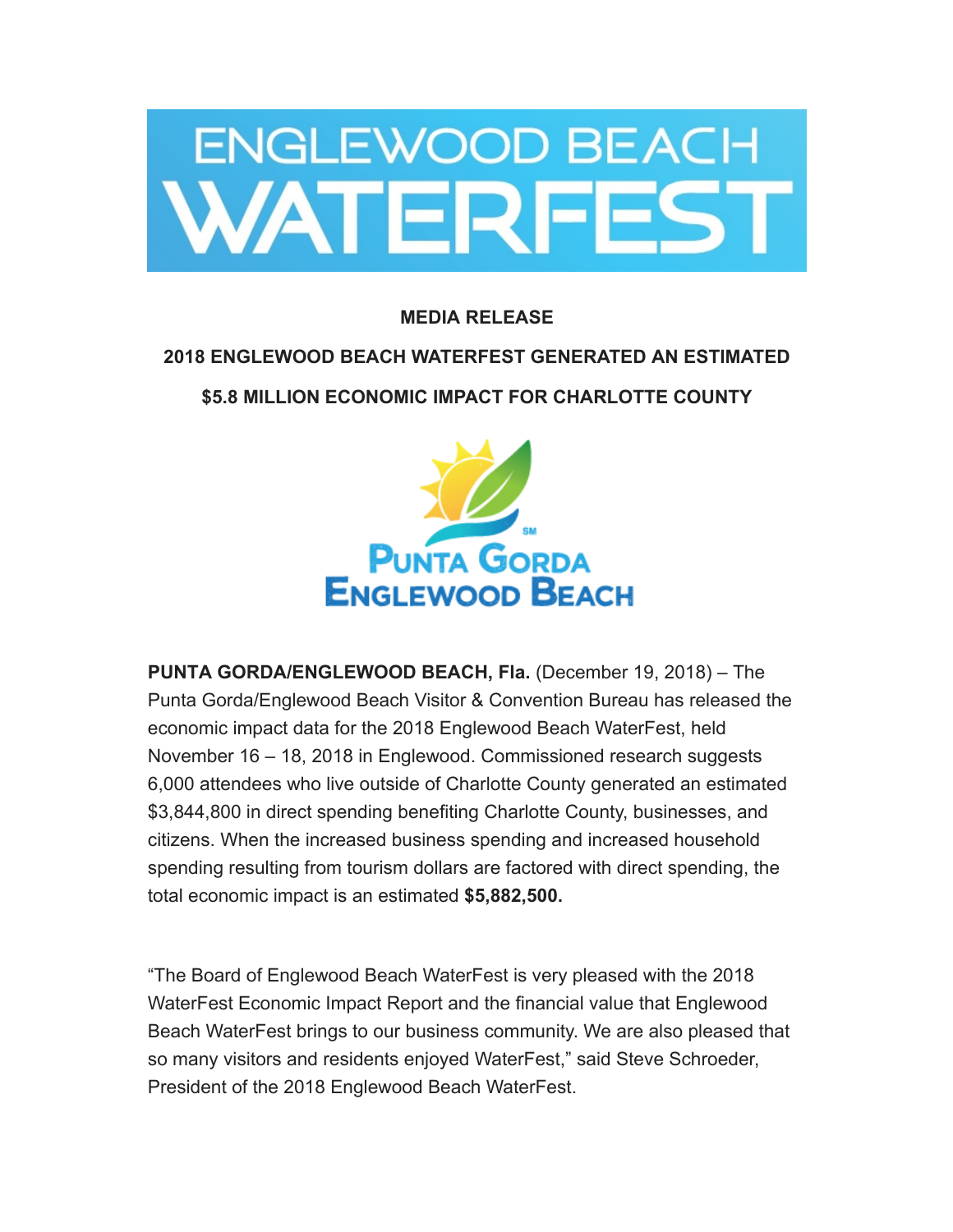# ENGLEWOOD BEACH WATERFEST

**MEDIA RELEASE**

## 2018 ENGLEWOOD BEACH WATERFEST GENERATED AN ESTIMATED $5.8 MILLION ECONOMIC IMPACT FOR CHARLOTTE COUNTY

PUNTA GORDA ENGLEWOOD BEACH

**PUNTA GORDA/ENGLEWOOD BEACH, Fla.** (December 19, 2018) – The Punta Gorda/Englewood Beach Visitor & Convention Bureau has released the economic impact data for the 2018 Englewood Beach WaterFest, held November 16 – 18, 2018 in Englewood. Commissioned research suggests 6,000 attendees who live outside of Charlotte County generated an estimated $3,844,800 in direct spending benefiting Charlotte County, businesses, and citizens. When the increased business spending and increased household spending resulting from tourism dollars are factored with direct spending, the total economic impact is an estimated **$5,882,500.**

"The Board of Englewood Beach WaterFest is very pleased with the 2018 WaterFest Economic Impact Report and the financial value that Englewood Beach WaterFest brings to our business community. We are also pleased that so many visitors and residents enjoyed WaterFest," said Steve Schroeder, President of the 2018 Englewood Beach WaterFest.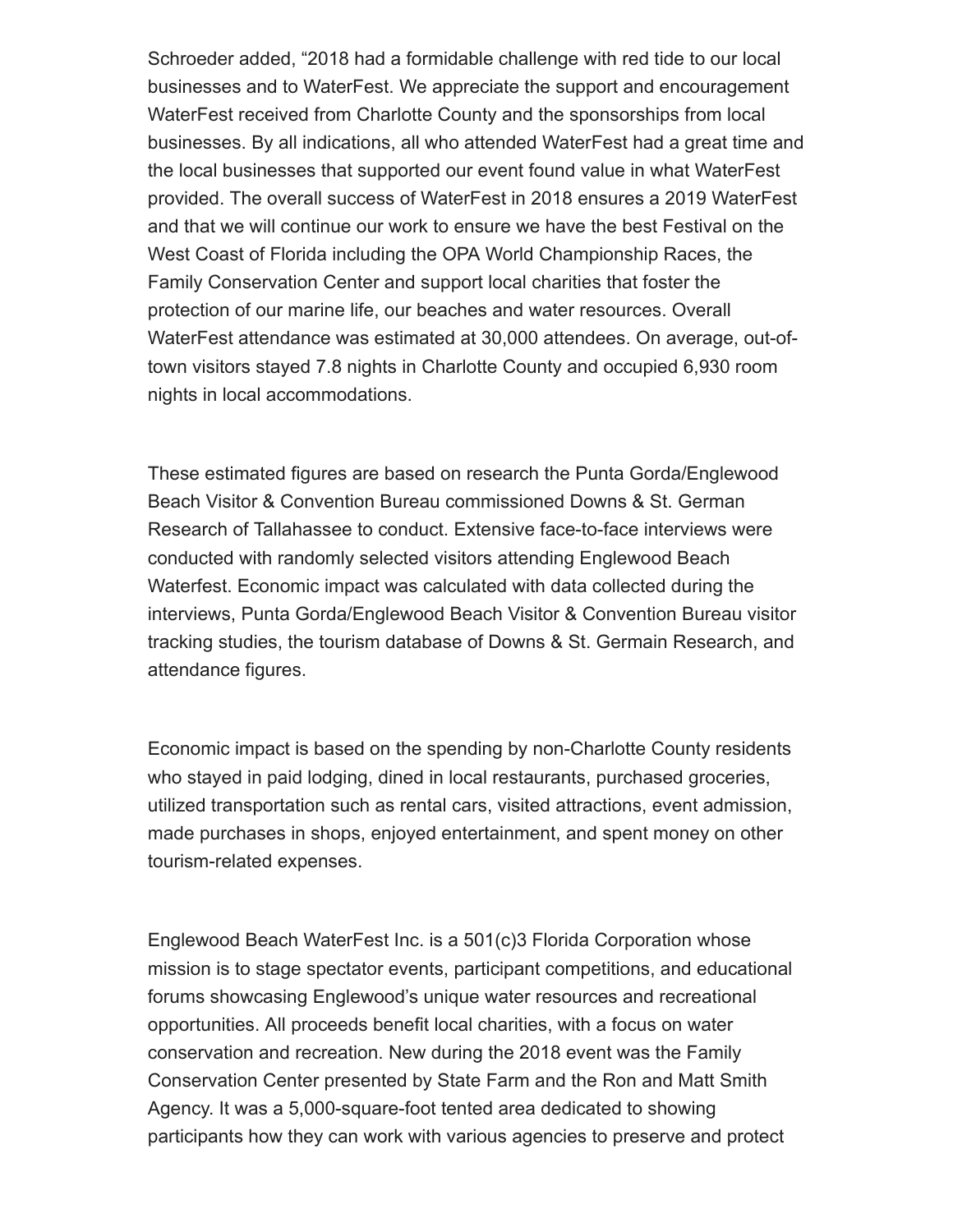Schroeder added, “2018 had a formidable challenge with red tide to our local businesses and to WaterFest. We appreciate the support and encouragement WaterFest received from Charlotte County and the sponsorships from local businesses. By all indications, all who attended WaterFest had a great time and the local businesses that supported our event found value in what WaterFest provided. The overall success of WaterFest in 2018 ensures a 2019 WaterFest and that we will continue our work to ensure we have the best Festival on the West Coast of Florida including the OPA World Championship Races, the Family Conservation Center and support local charities that foster the protection of our marine life, our beaches and water resources. Overall WaterFest attendance was estimated at 30,000 attendees. On average, out-of-town visitors stayed 7.8 nights in Charlotte County and occupied 6,930 room nights in local accommodations.

These estimated figures are based on research the Punta Gorda/Englewood Beach Visitor & Convention Bureau commissioned Downs & St. German Research of Tallahassee to conduct. Extensive face-to-face interviews were conducted with randomly selected visitors attending Englewood Beach Waterfest. Economic impact was calculated with data collected during the interviews, Punta Gorda/Englewood Beach Visitor & Convention Bureau visitor tracking studies, the tourism database of Downs & St. Germain Research, and attendance figures.

Economic impact is based on the spending by non-Charlotte County residents who stayed in paid lodging, dined in local restaurants, purchased groceries, utilized transportation such as rental cars, visited attractions, event admission, made purchases in shops, enjoyed entertainment, and spent money on other tourism-related expenses.

Englewood Beach WaterFest Inc. is a 501(c)3 Florida Corporation whose mission is to stage spectator events, participant competitions, and educational forums showcasing Englewood’s unique water resources and recreational opportunities. All proceeds benefit local charities, with a focus on water conservation and recreation. New during the 2018 event was the Family Conservation Center presented by State Farm and the Ron and Matt Smith Agency. It was a 5,000-square-foot tented area dedicated to showing participants how they can work with various agencies to preserve and protect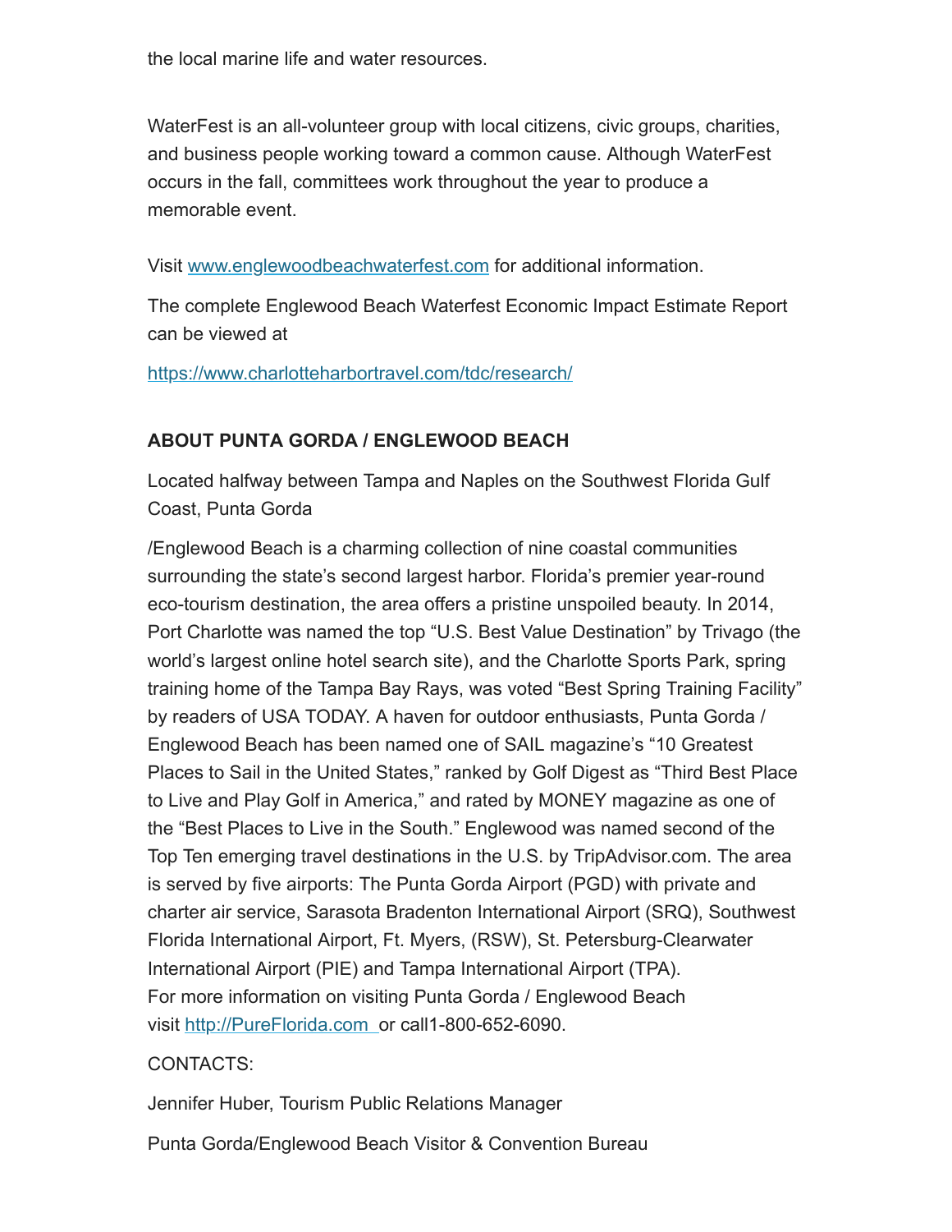the local marine life and water resources.

WaterFest is an all-volunteer group with local citizens, civic groups, charities, and business people working toward a common cause. Although WaterFest occurs in the fall, committees work throughout the year to produce a memorable event.

Visit [www.englewoodbeachwaterfest.com](http://www.englewoodbeachwaterfest.com) for additional information.

The complete Englewood Beach Waterfest Economic Impact Estimate Report can be viewed at

[https://www.charlotteharbortravel.com/tdc/research/](https://www.charlotteharbortravel.com/tdc/research/)

**ABOUT PUNTA GORDA / ENGLEWOOD BEACH**

Located halfway between Tampa and Naples on the Southwest Florida Gulf Coast, Punta Gorda

/Englewood Beach is a charming collection of nine coastal communities surrounding the state's second largest harbor. Florida's premier year-round eco-tourism destination, the area offers a pristine unspoiled beauty. In 2014, Port Charlotte was named the top "U.S. Best Value Destination" by Trivago (the world's largest online hotel search site), and the Charlotte Sports Park, spring training home of the Tampa Bay Rays, was voted "Best Spring Training Facility" by readers of USA TODAY. A haven for outdoor enthusiasts, Punta Gorda / Englewood Beach has been named one of SAIL magazine's "10 Greatest Places to Sail in the United States," ranked by Golf Digest as "Third Best Place to Live and Play Golf in America," and rated by MONEY magazine as one of the "Best Places to Live in the South." Englewood was named second of the Top Ten emerging travel destinations in the U.S. by TripAdvisor.com. The area is served by five airports: The Punta Gorda Airport (PGD) with private and charter air service, Sarasota Bradenton International Airport (SRQ), Southwest Florida International Airport, Ft. Myers, (RSW), St. Petersburg-Clearwater International Airport (PIE) and Tampa International Airport (TPA).
For more information on visiting Punta Gorda / Englewood Beach visit [http://PureFlorida.com](http://PureFlorida.com) or call1-800-652-6090.

CONTACTS:

Jennifer Huber, Tourism Public Relations Manager

Punta Gorda/Englewood Beach Visitor & Convention Bureau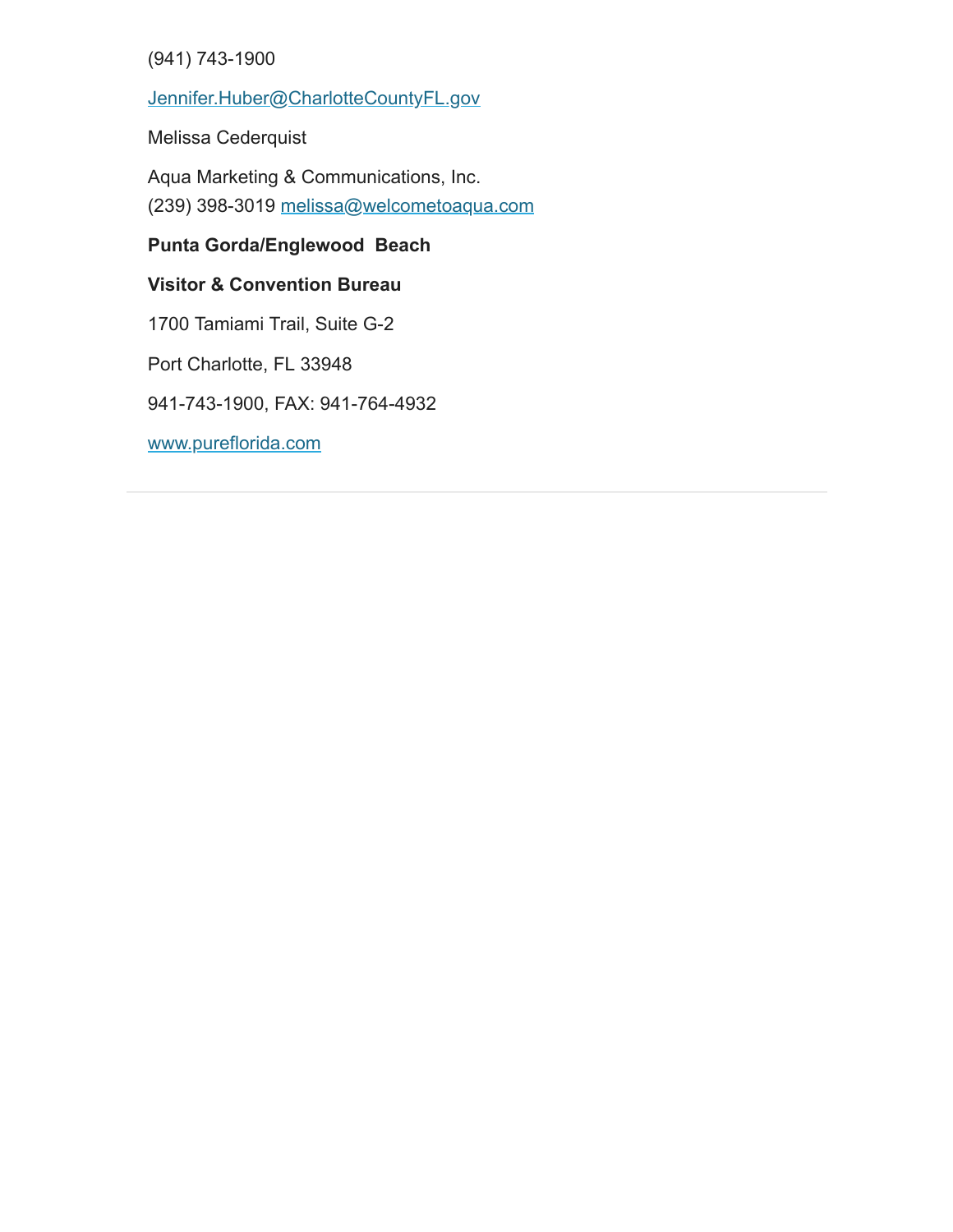(941) 743-1900

Jennifer.Huber@CharlotteCountyFL.gov

Melissa Cederquist

Aqua Marketing & Communications, Inc.  
(239) 398-3019 melissa@welcometoaqua.com

**Punta Gorda/Englewood  Beach**

**Visitor & Convention Bureau**

1700 Tamiami Trail, Suite G-2

Port Charlotte, FL 33948

941-743-1900, FAX: 941-764-4932

www.pureflorida.com